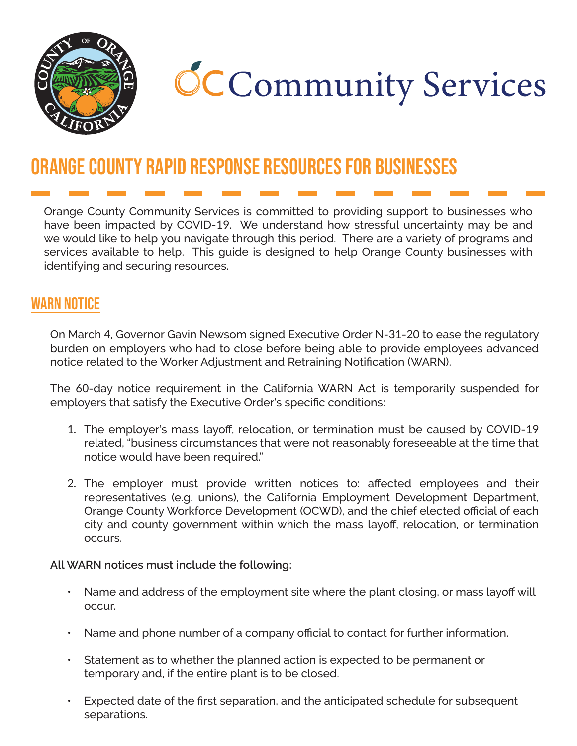# OC Community Services

## ORANGE COUNTY RAPID RESPONSE RESOURCES FOR BUSINESSES

Orange County Community Services is committed to providing support to businesses who have been impacted by COVID-19. We understand how stressful uncertainty may be and we would like to help you navigate through this period. There are a variety of programs and services available to help. This guide is designed to help Orange County businesses with identifying and securing resources.

### WARN NOTICE

On March 4, Governor Gavin Newsom signed Executive Order N-31-20 to ease the regulatory burden on employers who had to close before being able to provide employees advanced notice related to the Worker Adjustment and Retraining Notification (WARN).

The 60-day notice requirement in the California WARN Act is temporarily suspended for employers that satisfy the Executive Order's specific conditions:

1. The employer's mass layoff, relocation, or termination must be caused by COVID-19 related, "business circumstances that were not reasonably foreseeable at the time that notice would have been required."

2. The employer must provide written notices to: affected employees and their representatives (e.g. unions), the California Employment Development Department, Orange County Workforce Development (OCWD), and the chief elected official of each city and county government within which the mass layoff, relocation, or termination occurs.

**All WARN notices must include the following:**

- Name and address of the employment site where the plant closing, or mass layoff will occur.
- Name and phone number of a company official to contact for further information.
- Statement as to whether the planned action is expected to be permanent or temporary and, if the entire plant is to be closed.
- Expected date of the first separation, and the anticipated schedule for subsequent separations.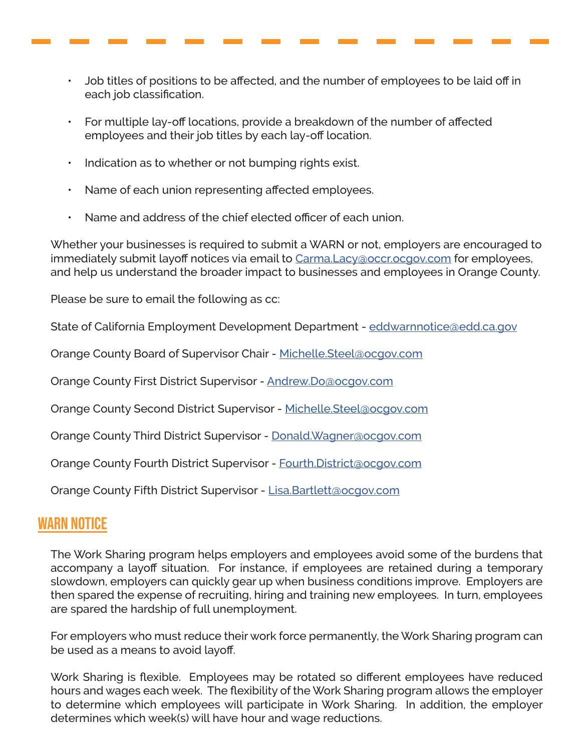- Job titles of positions to be affected, and the number of employees to be laid off in each job classification.
- For multiple lay-off locations, provide a breakdown of the number of affected employees and their job titles by each lay-off location.
- Indication as to whether or not bumping rights exist.
- Name of each union representing affected employees.
- Name and address of the chief elected officer of each union.

Whether your businesses is required to submit a WARN or not, employers are encouraged to immediately submit layoff notices via email to Carma.Lacy@occr.ocgov.com for employees, and help us understand the broader impact to businesses and employees in Orange County.

Please be sure to email the following as cc:

State of California Employment Development Department - eddwarnnotice@edd.ca.gov

Orange County Board of Supervisor Chair - Michelle.Steel@ocgov.com

Orange County First District Supervisor - Andrew.Do@ocgov.com

Orange County Second District Supervisor - Michelle.Steel@ocgov.com

Orange County Third District Supervisor - Donald.Wagner@ocgov.com

Orange County Fourth District Supervisor - Fourth.District@ocgov.com

Orange County Fifth District Supervisor - Lisa.Bartlett@ocgov.com

## WARN NOTICE

The Work Sharing program helps employers and employees avoid some of the burdens that accompany a layoff situation. For instance, if employees are retained during a temporary slowdown, employers can quickly gear up when business conditions improve. Employers are then spared the expense of recruiting, hiring and training new employees. In turn, employees are spared the hardship of full unemployment.

For employers who must reduce their work force permanently, the Work Sharing program can be used as a means to avoid layoff.

Work Sharing is flexible. Employees may be rotated so different employees have reduced hours and wages each week. The flexibility of the Work Sharing program allows the employer to determine which employees will participate in Work Sharing. In addition, the employer determines which week(s) will have hour and wage reductions.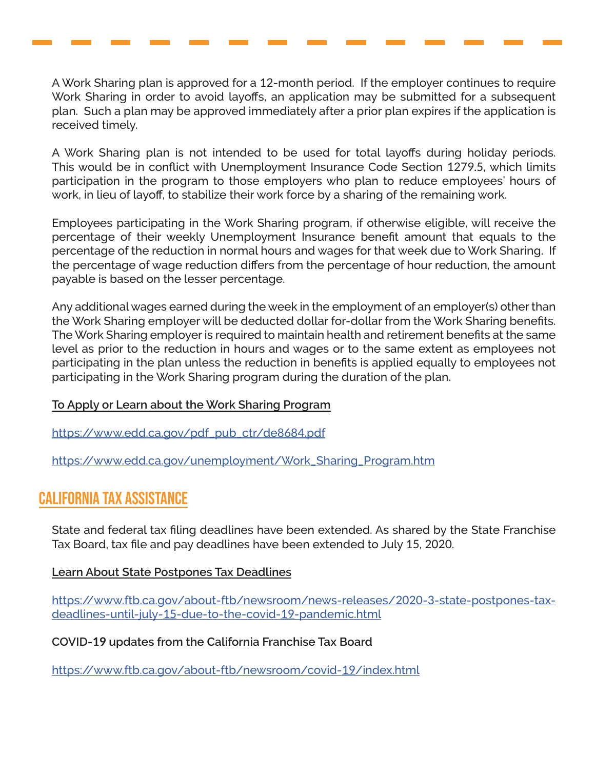A Work Sharing plan is approved for a 12-month period. If the employer continues to require Work Sharing in order to avoid layoffs, an application may be submitted for a subsequent plan. Such a plan may be approved immediately after a prior plan expires if the application is received timely.

A Work Sharing plan is not intended to be used for total layoffs during holiday periods. This would be in conflict with Unemployment Insurance Code Section 1279.5, which limits participation in the program to those employers who plan to reduce employees' hours of work, in lieu of layoff, to stabilize their work force by a sharing of the remaining work.

Employees participating in the Work Sharing program, if otherwise eligible, will receive the percentage of their weekly Unemployment Insurance benefit amount that equals to the percentage of the reduction in normal hours and wages for that week due to Work Sharing. If the percentage of wage reduction differs from the percentage of hour reduction, the amount payable is based on the lesser percentage.

Any additional wages earned during the week in the employment of an employer(s) other than the Work Sharing employer will be deducted dollar for-dollar from the Work Sharing benefits. The Work Sharing employer is required to maintain health and retirement benefits at the same level as prior to the reduction in hours and wages or to the same extent as employees not participating in the plan unless the reduction in benefits is applied equally to employees not participating in the Work Sharing program during the duration of the plan.

**To Apply or Learn about the Work Sharing Program**

https://www.edd.ca.gov/pdf_pub_ctr/de8684.pdf

https://www.edd.ca.gov/unemployment/Work_Sharing_Program.htm

## CALIFORNIA TAX ASSISTANCE

State and federal tax filing deadlines have been extended. As shared by the State Franchise Tax Board, tax file and pay deadlines have been extended to July 15, 2020.

**Learn About State Postpones Tax Deadlines**

https://www.ftb.ca.gov/about-ftb/newsroom/news-releases/2020-3-state-postpones-tax-deadlines-until-july-15-due-to-the-covid-19-pandemic.html

**COVID-19 updates from the California Franchise Tax Board**

https://www.ftb.ca.gov/about-ftb/newsroom/covid-19/index.html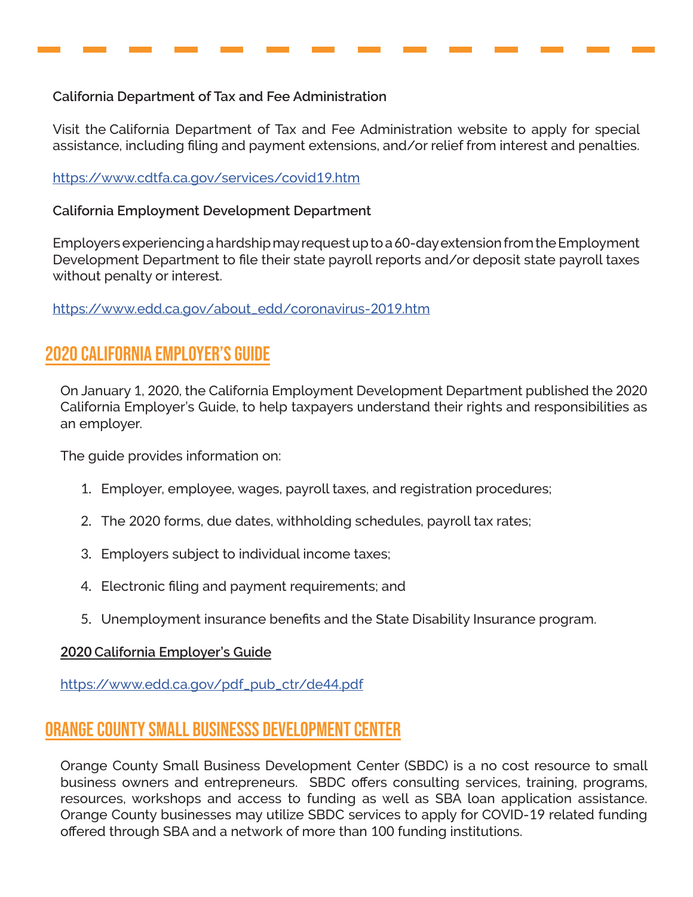**California Department of Tax and Fee Administration**

Visit the California Department of Tax and Fee Administration website to apply for special assistance, including filing and payment extensions, and/or relief from interest and penalties.

https://www.cdtfa.ca.gov/services/covid19.htm

**California Employment Development Department**

Employers experiencing a hardship may request up to a 60-day extension from the Employment Development Department to file their state payroll reports and/or deposit state payroll taxes without penalty or interest.

https://www.edd.ca.gov/about_edd/coronavirus-2019.htm

## 2020 CALIFORNIA EMPLOYER'S GUIDE

On January 1, 2020, the California Employment Development Department published the 2020 California Employer's Guide, to help taxpayers understand their rights and responsibilities as an employer.

The guide provides information on:

1. Employer, employee, wages, payroll taxes, and registration procedures;
2. The 2020 forms, due dates, withholding schedules, payroll tax rates;
3. Employers subject to individual income taxes;
4. Electronic filing and payment requirements; and
5. Unemployment insurance benefits and the State Disability Insurance program.

**2020 California Employer's Guide**

https://www.edd.ca.gov/pdf_pub_ctr/de44.pdf

## ORANGE COUNTY SMALL BUSINESSS DEVELOPMENT CENTER

Orange County Small Business Development Center (SBDC) is a no cost resource to small business owners and entrepreneurs. SBDC offers consulting services, training, programs, resources, workshops and access to funding as well as SBA loan application assistance. Orange County businesses may utilize SBDC services to apply for COVID-19 related funding offered through SBA and a network of more than 100 funding institutions.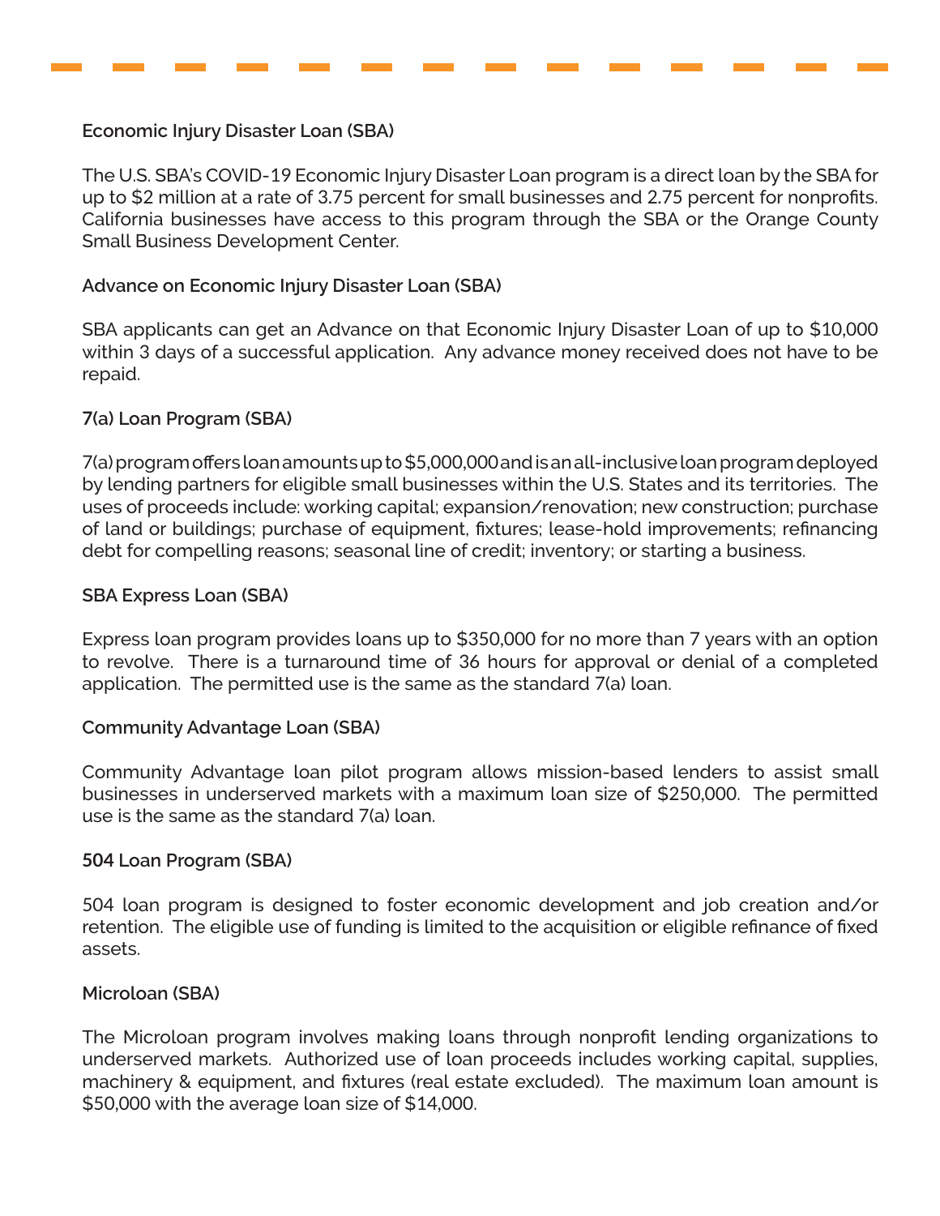**Economic Injury Disaster Loan (SBA)**

The U.S. SBA's COVID-19 Economic Injury Disaster Loan program is a direct loan by the SBA for up to $2 million at a rate of 3.75 percent for small businesses and 2.75 percent for nonprofits. California businesses have access to this program through the SBA or the Orange County Small Business Development Center.

**Advance on Economic Injury Disaster Loan (SBA)**

SBA applicants can get an Advance on that Economic Injury Disaster Loan of up to $10,000 within 3 days of a successful application. Any advance money received does not have to be repaid.

**7(a) Loan Program (SBA)**

7(a) program offers loan amounts up to $5,000,000 and is an all-inclusive loan program deployed by lending partners for eligible small businesses within the U.S. States and its territories. The uses of proceeds include: working capital; expansion/renovation; new construction; purchase of land or buildings; purchase of equipment, fixtures; lease-hold improvements; refinancing debt for compelling reasons; seasonal line of credit; inventory; or starting a business.

**SBA Express Loan (SBA)**

Express loan program provides loans up to $350,000 for no more than 7 years with an option to revolve. There is a turnaround time of 36 hours for approval or denial of a completed application. The permitted use is the same as the standard 7(a) loan.

**Community Advantage Loan (SBA)**

Community Advantage loan pilot program allows mission-based lenders to assist small businesses in underserved markets with a maximum loan size of $250,000. The permitted use is the same as the standard 7(a) loan.

**504 Loan Program (SBA)**

504 loan program is designed to foster economic development and job creation and/or retention. The eligible use of funding is limited to the acquisition or eligible refinance of fixed assets.

**Microloan (SBA)**

The Microloan program involves making loans through nonprofit lending organizations to underserved markets. Authorized use of loan proceeds includes working capital, supplies, machinery & equipment, and fixtures (real estate excluded). The maximum loan amount is $50,000 with the average loan size of $14,000.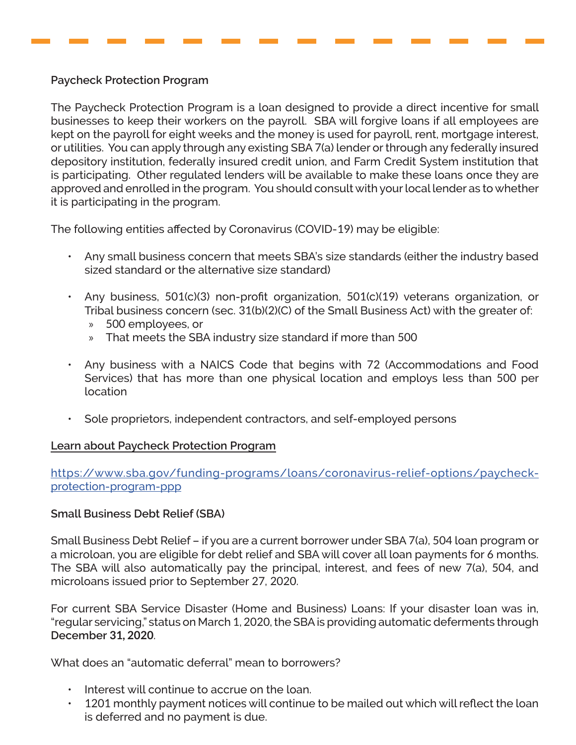**Paycheck Protection Program**

The Paycheck Protection Program is a loan designed to provide a direct incentive for small businesses to keep their workers on the payroll. SBA will forgive loans if all employees are kept on the payroll for eight weeks and the money is used for payroll, rent, mortgage interest, or utilities. You can apply through any existing SBA 7(a) lender or through any federally insured depository institution, federally insured credit union, and Farm Credit System institution that is participating. Other regulated lenders will be available to make these loans once they are approved and enrolled in the program. You should consult with your local lender as to whether it is participating in the program.

The following entities affected by Coronavirus (COVID-19) may be eligible:

- Any small business concern that meets SBA's size standards (either the industry based sized standard or the alternative size standard)
- Any business, 501(c)(3) non-profit organization, 501(c)(19) veterans organization, or Tribal business concern (sec. 31(b)(2)(C) of the Small Business Act) with the greater of:
  - 500 employees, or
  - That meets the SBA industry size standard if more than 500
- Any business with a NAICS Code that begins with 72 (Accommodations and Food Services) that has more than one physical location and employs less than 500 per location
- Sole proprietors, independent contractors, and self-employed persons

Learn about Paycheck Protection Program

https://www.sba.gov/funding-programs/loans/coronavirus-relief-options/paycheck-protection-program-ppp

**Small Business Debt Relief (SBA)**

Small Business Debt Relief – if you are a current borrower under SBA 7(a), 504 loan program or a microloan, you are eligible for debt relief and SBA will cover all loan payments for 6 months. The SBA will also automatically pay the principal, interest, and fees of new 7(a), 504, and microloans issued prior to September 27, 2020.

For current SBA Service Disaster (Home and Business) Loans: If your disaster loan was in, "regular servicing," status on March 1, 2020, the SBA is providing automatic deferments through **December 31, 2020**.

What does an "automatic deferral" mean to borrowers?

- Interest will continue to accrue on the loan.
- 1201 monthly payment notices will continue to be mailed out which will reflect the loan is deferred and no payment is due.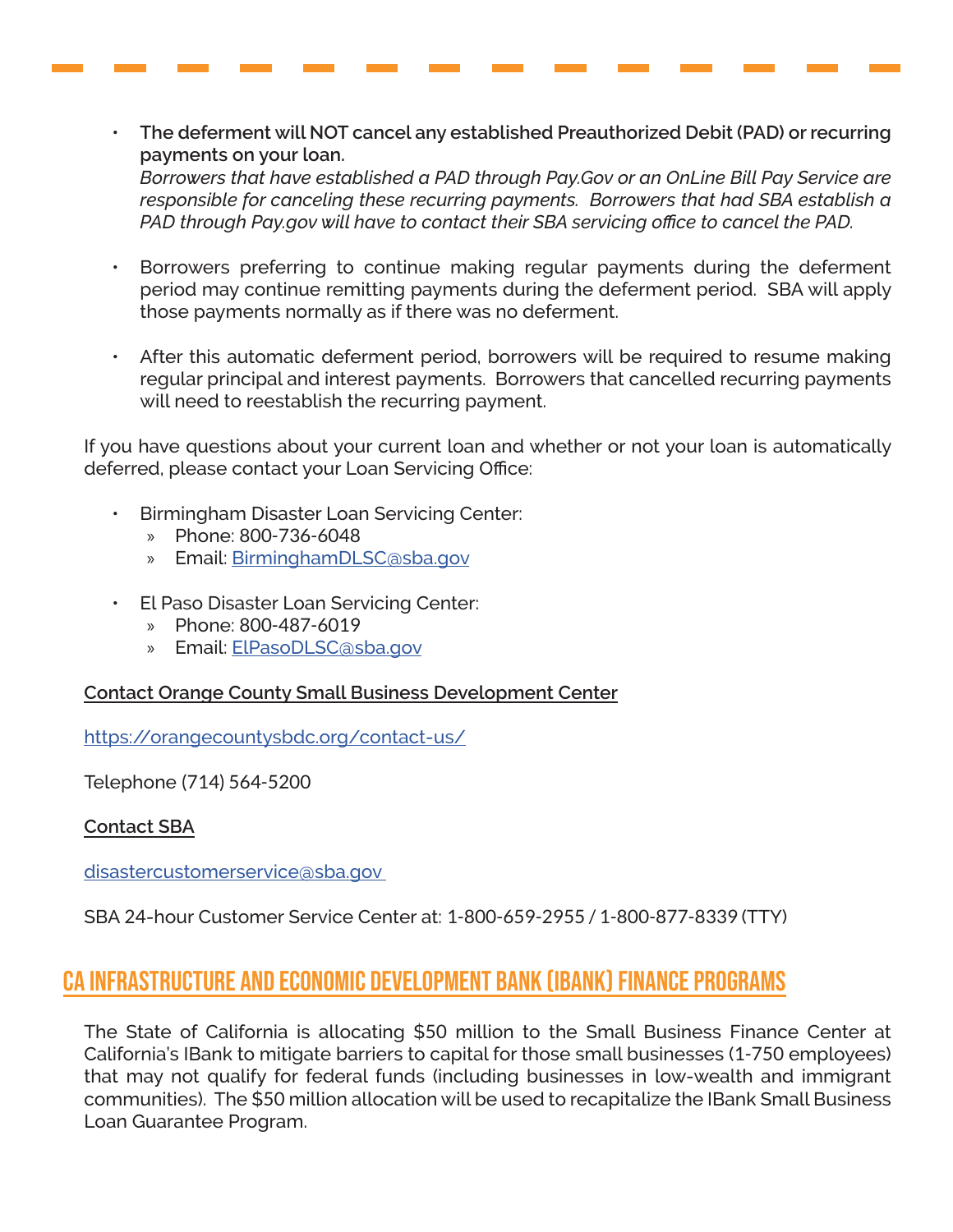- **The deferment will NOT cancel any established Preauthorized Debit (PAD) or recurring payments on your loan.**
  *Borrowers that have established a PAD through Pay.Gov or an OnLine Bill Pay Service are responsible for canceling these recurring payments. Borrowers that had SBA establish a PAD through Pay.gov will have to contact their SBA servicing office to cancel the PAD.*

- Borrowers preferring to continue making regular payments during the deferment period may continue remitting payments during the deferment period. SBA will apply those payments normally as if there was no deferment.

- After this automatic deferment period, borrowers will be required to resume making regular principal and interest payments. Borrowers that cancelled recurring payments will need to reestablish the recurring payment.

If you have questions about your current loan and whether or not your loan is automatically deferred, please contact your Loan Servicing Office:

- Birmingham Disaster Loan Servicing Center:
  - Phone: 800-736-6048
  - Email: [BirminghamDLSC@sba.gov](mailto:BirminghamDLSC@sba.gov)

- El Paso Disaster Loan Servicing Center:
  - Phone: 800-487-6019
  - Email: [ElPasoDLSC@sba.gov](mailto:ElPasoDLSC@sba.gov)

**Contact Orange County Small Business Development Center**

[https://orangecountysbdc.org/contact-us/](https://orangecountysbdc.org/contact-us/)

Telephone (714) 564-5200

**Contact SBA**

[disastercustomerservice@sba.gov](mailto:disastercustomerservice@sba.gov)

SBA 24-hour Customer Service Center at: 1-800-659-2955 / 1-800-877-8339 (TTY)

## CA INFRASTRUCTURE AND ECONOMIC DEVELOPMENT BANK (IBANK) FINANCE PROGRAMS

The State of California is allocating $50 million to the Small Business Finance Center at California's IBank to mitigate barriers to capital for those small businesses (1-750 employees) that may not qualify for federal funds (including businesses in low-wealth and immigrant communities). The $50 million allocation will be used to recapitalize the IBank Small Business Loan Guarantee Program.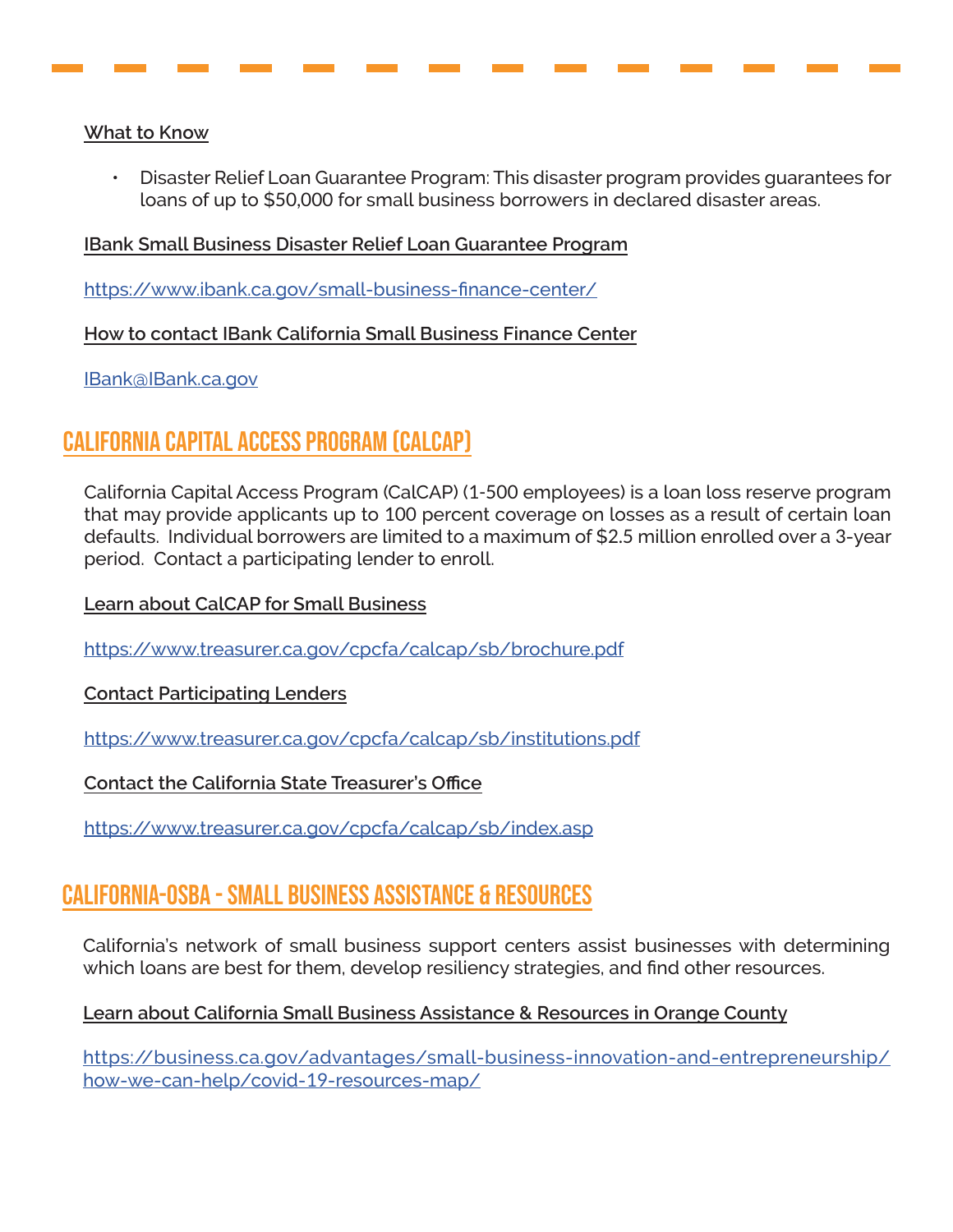What to Know

- Disaster Relief Loan Guarantee Program: This disaster program provides guarantees for loans of up to $50,000 for small business borrowers in declared disaster areas.

IBank Small Business Disaster Relief Loan Guarantee Program

https://www.ibank.ca.gov/small-business-finance-center/

How to contact IBank California Small Business Finance Center

IBank@IBank.ca.gov

## CALIFORNIA CAPITAL ACCESS PROGRAM (CALCAP)

California Capital Access Program (CalCAP) (1-500 employees) is a loan loss reserve program that may provide applicants up to 100 percent coverage on losses as a result of certain loan defaults. Individual borrowers are limited to a maximum of $2.5 million enrolled over a 3-year period. Contact a participating lender to enroll.

Learn about CalCAP for Small Business

https://www.treasurer.ca.gov/cpcfa/calcap/sb/brochure.pdf

Contact Participating Lenders

https://www.treasurer.ca.gov/cpcfa/calcap/sb/institutions.pdf

Contact the California State Treasurer's Office

https://www.treasurer.ca.gov/cpcfa/calcap/sb/index.asp

## CALIFORNIA-OSBA - SMALL BUSINESS ASSISTANCE & RESOURCES

California's network of small business support centers assist businesses with determining which loans are best for them, develop resiliency strategies, and find other resources.

Learn about California Small Business Assistance & Resources in Orange County

https://business.ca.gov/advantages/small-business-innovation-and-entrepreneurship/how-we-can-help/covid-19-resources-map/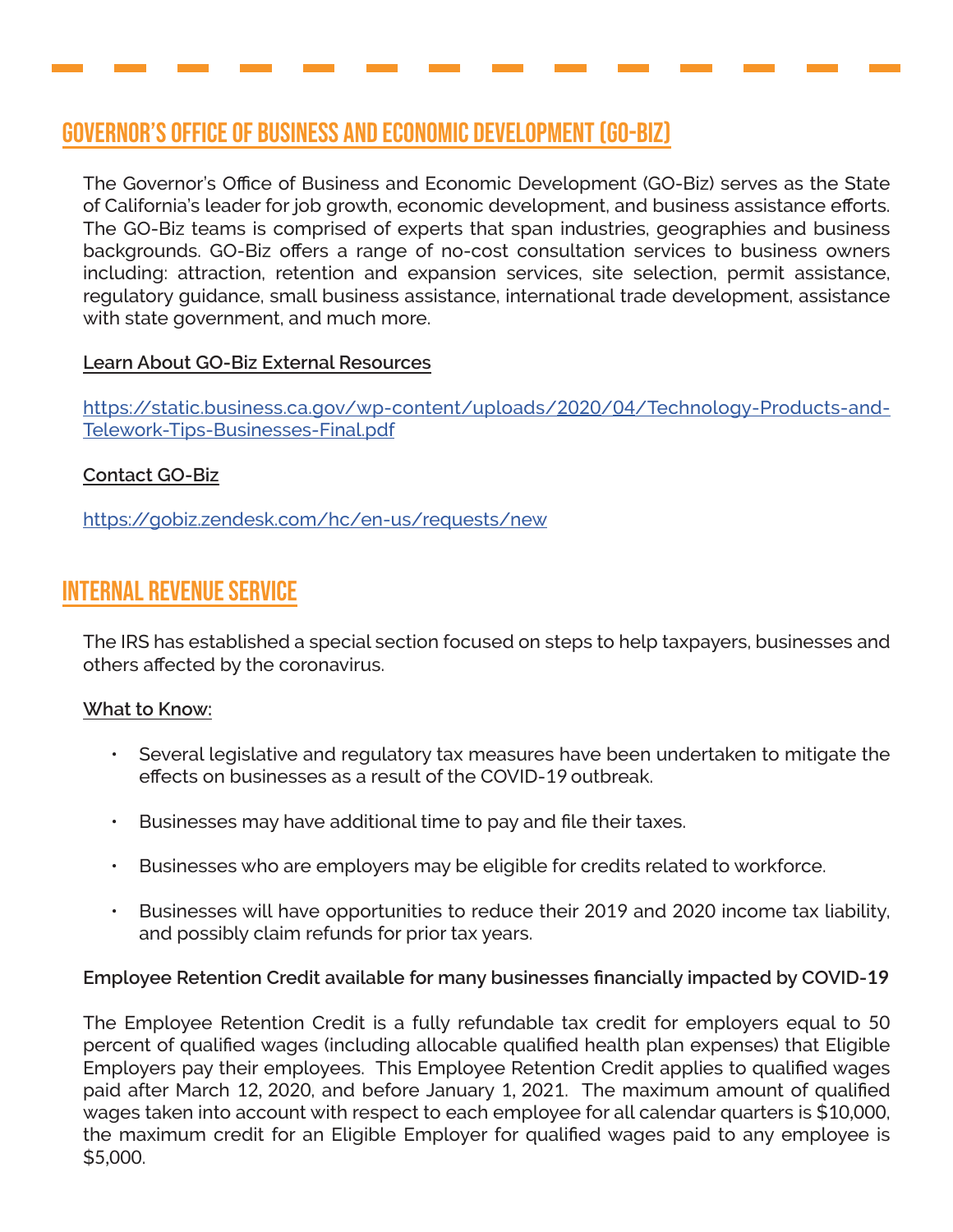## GOVERNOR'S OFFICE OF BUSINESS AND ECONOMIC DEVELOPMENT (GO-BIZ)

The Governor's Office of Business and Economic Development (GO-Biz) serves as the State of California's leader for job growth, economic development, and business assistance efforts. The GO-Biz teams is comprised of experts that span industries, geographies and business backgrounds. GO-Biz offers a range of no-cost consultation services to business owners including: attraction, retention and expansion services, site selection, permit assistance, regulatory guidance, small business assistance, international trade development, assistance with state government, and much more.

Learn About GO-Biz External Resources

https://static.business.ca.gov/wp-content/uploads/2020/04/Technology-Products-and-Telework-Tips-Businesses-Final.pdf

Contact GO-Biz

https://gobiz.zendesk.com/hc/en-us/requests/new

## INTERNAL REVENUE SERVICE

The IRS has established a special section focused on steps to help taxpayers, businesses and others affected by the coronavirus.

What to Know:

- Several legislative and regulatory tax measures have been undertaken to mitigate the effects on businesses as a result of the COVID-19 outbreak.
- Businesses may have additional time to pay and file their taxes.
- Businesses who are employers may be eligible for credits related to workforce.
- Businesses will have opportunities to reduce their 2019 and 2020 income tax liability, and possibly claim refunds for prior tax years.

**Employee Retention Credit available for many businesses financially impacted by COVID-19**

The Employee Retention Credit is a fully refundable tax credit for employers equal to 50 percent of qualified wages (including allocable qualified health plan expenses) that Eligible Employers pay their employees. This Employee Retention Credit applies to qualified wages paid after March 12, 2020, and before January 1, 2021. The maximum amount of qualified wages taken into account with respect to each employee for all calendar quarters is $10,000, the maximum credit for an Eligible Employer for qualified wages paid to any employee is $5,000.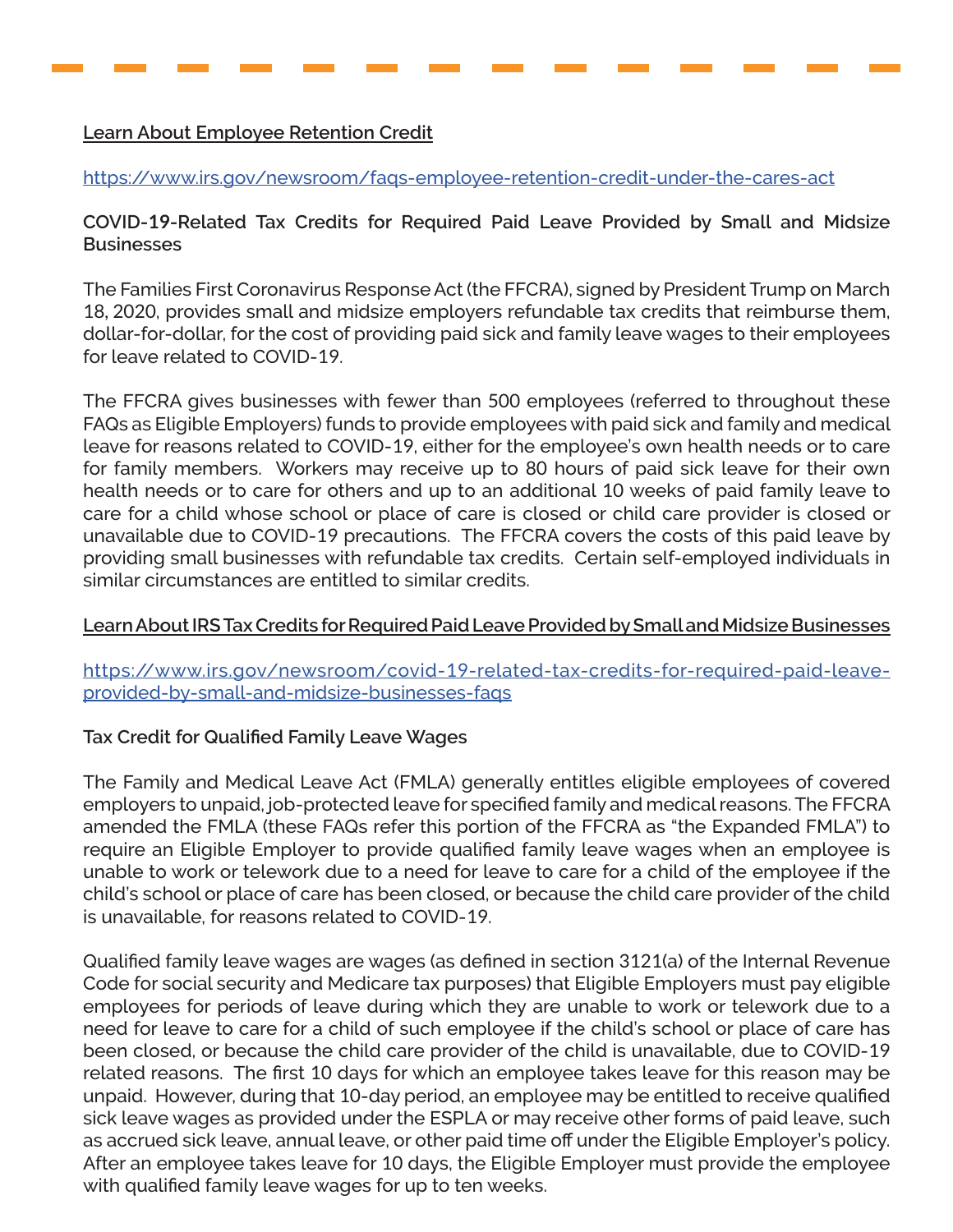**Learn About Employee Retention Credit**

https://www.irs.gov/newsroom/faqs-employee-retention-credit-under-the-cares-act

**COVID-19-Related Tax Credits for Required Paid Leave Provided by Small and Midsize Businesses**

The Families First Coronavirus Response Act (the FFCRA), signed by President Trump on March 18, 2020, provides small and midsize employers refundable tax credits that reimburse them, dollar-for-dollar, for the cost of providing paid sick and family leave wages to their employees for leave related to COVID-19.

The FFCRA gives businesses with fewer than 500 employees (referred to throughout these FAQs as Eligible Employers) funds to provide employees with paid sick and family and medical leave for reasons related to COVID-19, either for the employee's own health needs or to care for family members. Workers may receive up to 80 hours of paid sick leave for their own health needs or to care for others and up to an additional 10 weeks of paid family leave to care for a child whose school or place of care is closed or child care provider is closed or unavailable due to COVID-19 precautions. The FFCRA covers the costs of this paid leave by providing small businesses with refundable tax credits. Certain self-employed individuals in similar circumstances are entitled to similar credits.

**Learn About IRS Tax Credits for Required Paid Leave Provided by Small and Midsize Businesses**

https://www.irs.gov/newsroom/covid-19-related-tax-credits-for-required-paid-leave-provided-by-small-and-midsize-businesses-faqs

**Tax Credit for Qualified Family Leave Wages**

The Family and Medical Leave Act (FMLA) generally entitles eligible employees of covered employers to unpaid, job-protected leave for specified family and medical reasons. The FFCRA amended the FMLA (these FAQs refer this portion of the FFCRA as "the Expanded FMLA") to require an Eligible Employer to provide qualified family leave wages when an employee is unable to work or telework due to a need for leave to care for a child of the employee if the child's school or place of care has been closed, or because the child care provider of the child is unavailable, for reasons related to COVID-19.

Qualified family leave wages are wages (as defined in section 3121(a) of the Internal Revenue Code for social security and Medicare tax purposes) that Eligible Employers must pay eligible employees for periods of leave during which they are unable to work or telework due to a need for leave to care for a child of such employee if the child's school or place of care has been closed, or because the child care provider of the child is unavailable, due to COVID-19 related reasons. The first 10 days for which an employee takes leave for this reason may be unpaid. However, during that 10-day period, an employee may be entitled to receive qualified sick leave wages as provided under the ESPLA or may receive other forms of paid leave, such as accrued sick leave, annual leave, or other paid time off under the Eligible Employer's policy. After an employee takes leave for 10 days, the Eligible Employer must provide the employee with qualified family leave wages for up to ten weeks.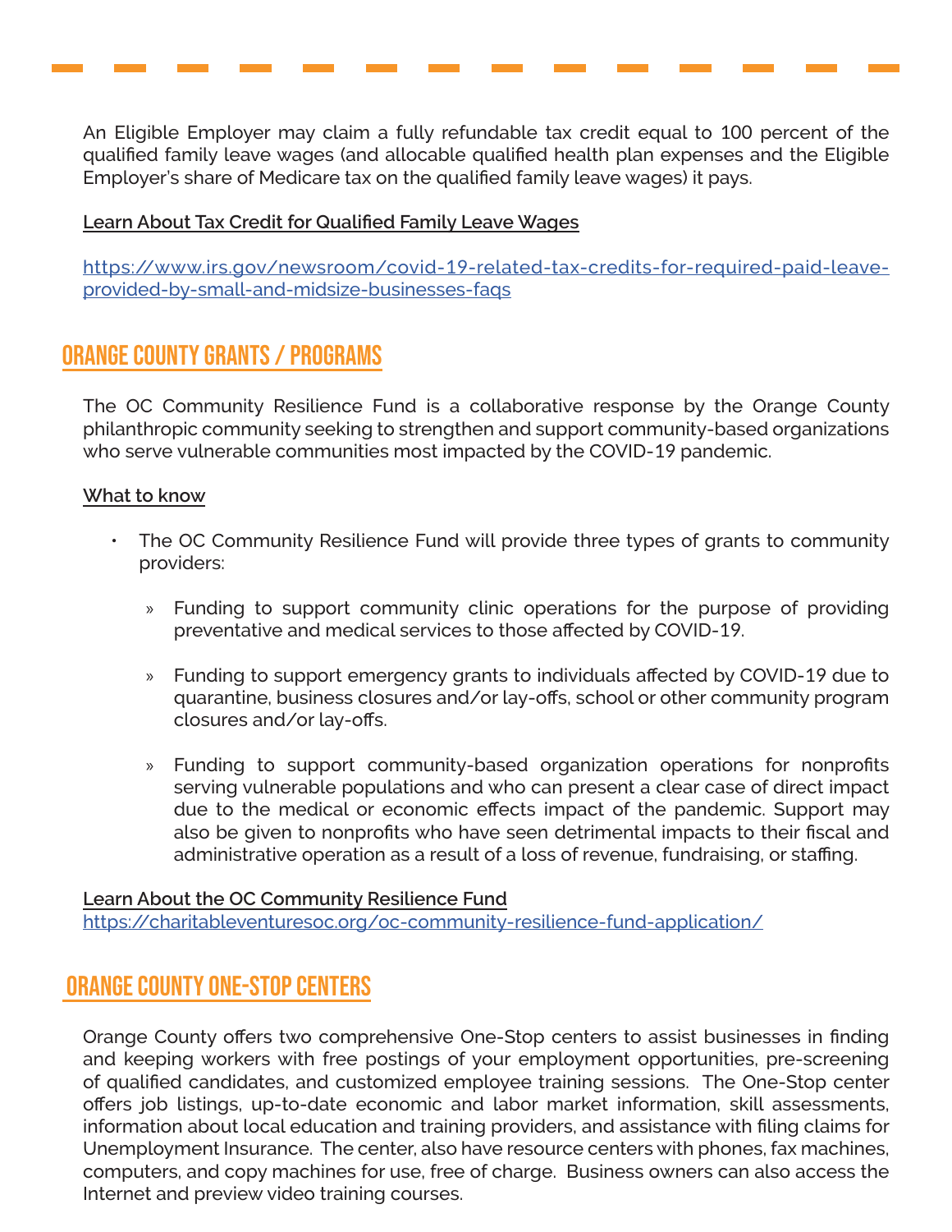An Eligible Employer may claim a fully refundable tax credit equal to 100 percent of the qualified family leave wages (and allocable qualified health plan expenses and the Eligible Employer's share of Medicare tax on the qualified family leave wages) it pays.

**Learn About Tax Credit for Qualified Family Leave Wages**

https://www.irs.gov/newsroom/covid-19-related-tax-credits-for-required-paid-leave-provided-by-small-and-midsize-businesses-faqs

## ORANGE COUNTY GRANTS / PROGRAMS

The OC Community Resilience Fund is a collaborative response by the Orange County philanthropic community seeking to strengthen and support community-based organizations who serve vulnerable communities most impacted by the COVID-19 pandemic.

**What to know**

- The OC Community Resilience Fund will provide three types of grants to community providers:
  - Funding to support community clinic operations for the purpose of providing preventative and medical services to those affected by COVID-19.
  - Funding to support emergency grants to individuals affected by COVID-19 due to quarantine, business closures and/or lay-offs, school or other community program closures and/or lay-offs.
  - Funding to support community-based organization operations for nonprofits serving vulnerable populations and who can present a clear case of direct impact due to the medical or economic effects impact of the pandemic. Support may also be given to nonprofits who have seen detrimental impacts to their fiscal and administrative operation as a result of a loss of revenue, fundraising, or staffing.

**Learn About the OC Community Resilience Fund**
https://charitableventuresoc.org/oc-community-resilience-fund-application/

## ORANGE COUNTY ONE-STOP CENTERS

Orange County offers two comprehensive One-Stop centers to assist businesses in finding and keeping workers with free postings of your employment opportunities, pre-screening of qualified candidates, and customized employee training sessions. The One-Stop center offers job listings, up-to-date economic and labor market information, skill assessments, information about local education and training providers, and assistance with filing claims for Unemployment Insurance. The center, also have resource centers with phones, fax machines, computers, and copy machines for use, free of charge. Business owners can also access the Internet and preview video training courses.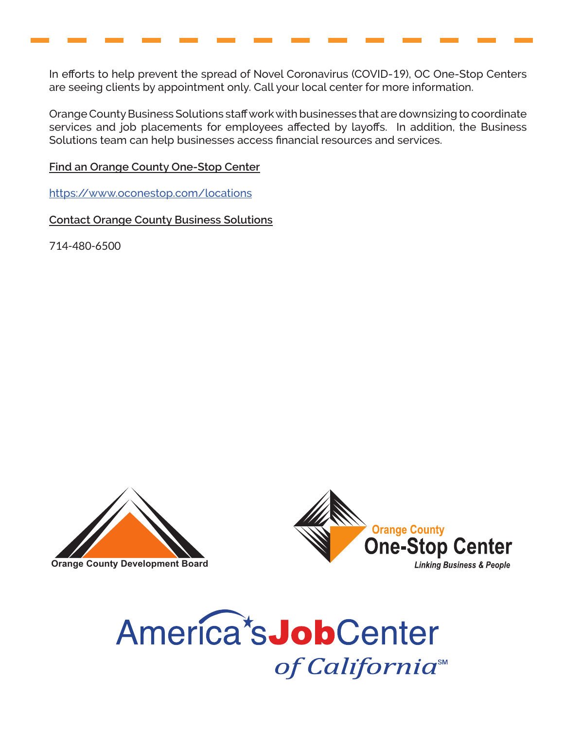In efforts to help prevent the spread of Novel Coronavirus (COVID-19), OC One-Stop Centers are seeing clients by appointment only. Call your local center for more information.

Orange County Business Solutions staff work with businesses that are downsizing to coordinate services and job placements for employees affected by layoffs. In addition, the Business Solutions team can help businesses access financial resources and services.

**Find an Orange County One-Stop Center**

https://www.oconestop.com/locations

**Contact Orange County Business Solutions**

714-480-6500

Orange County Development Board

Orange County
One-Stop Center
*Linking Business & People*

America's Job Center of California℠